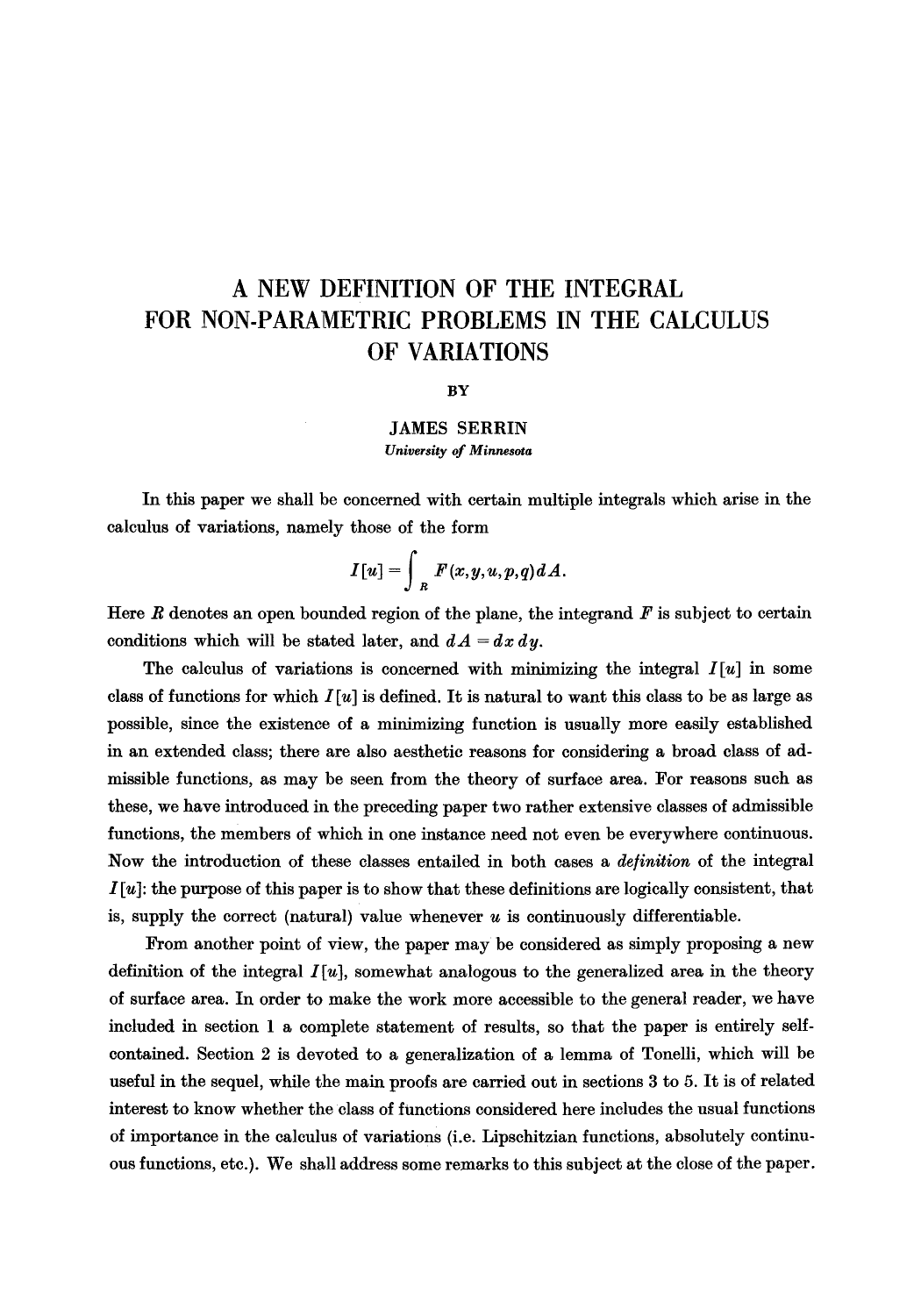# A NEW DEFINITION OF THE INTEGRAL FOR NON-PARAMETRIC PROBLEMS IN THE CALCULUS OF VARIATIONS

BY

JAMES SERRIN

*University of Minnesota*

In this paper we shall be concerned with certain multiple integrals which arise in the calculus of variations, namely those of the form

$$I[u] = \int_R F(x,y,u,p,q)\, dA.$$

Here $R$ denotes an open bounded region of the plane, the integrand $F$ is subject to certain conditions which will be stated later, and $dA = dx\, dy$.

The calculus of variations is concerned with minimizing the integral $I[u]$ in some class of functions for which $I[u]$ is defined. It is natural to want this class to be as large as possible, since the existence of a minimizing function is usually more easily established in an extended class; there are also aesthetic reasons for considering a broad class of admissible functions, as may be seen from the theory of surface area. For reasons such as these, we have introduced in the preceding paper two rather extensive classes of admissible functions, the members of which in one instance need not even be everywhere continuous. Now the introduction of these classes entailed in both cases a *definition* of the integral $I[u]$: the purpose of this paper is to show that these definitions are logically consistent, that is, supply the correct (natural) value whenever $u$ is continuously differentiable.

From another point of view, the paper may be considered as simply proposing a new definition of the integral $I[u]$, somewhat analogous to the generalized area in the theory of surface area. In order to make the work more accessible to the general reader, we have included in section 1 a complete statement of results, so that the paper is entirely self-contained. Section 2 is devoted to a generalization of a lemma of Tonelli, which will be useful in the sequel, while the main proofs are carried out in sections 3 to 5. It is of related interest to know whether the class of functions considered here includes the usual functions of importance in the calculus of variations (i.e. Lipschitzian functions, absolutely continuous functions, etc.). We shall address some remarks to this subject at the close of the paper.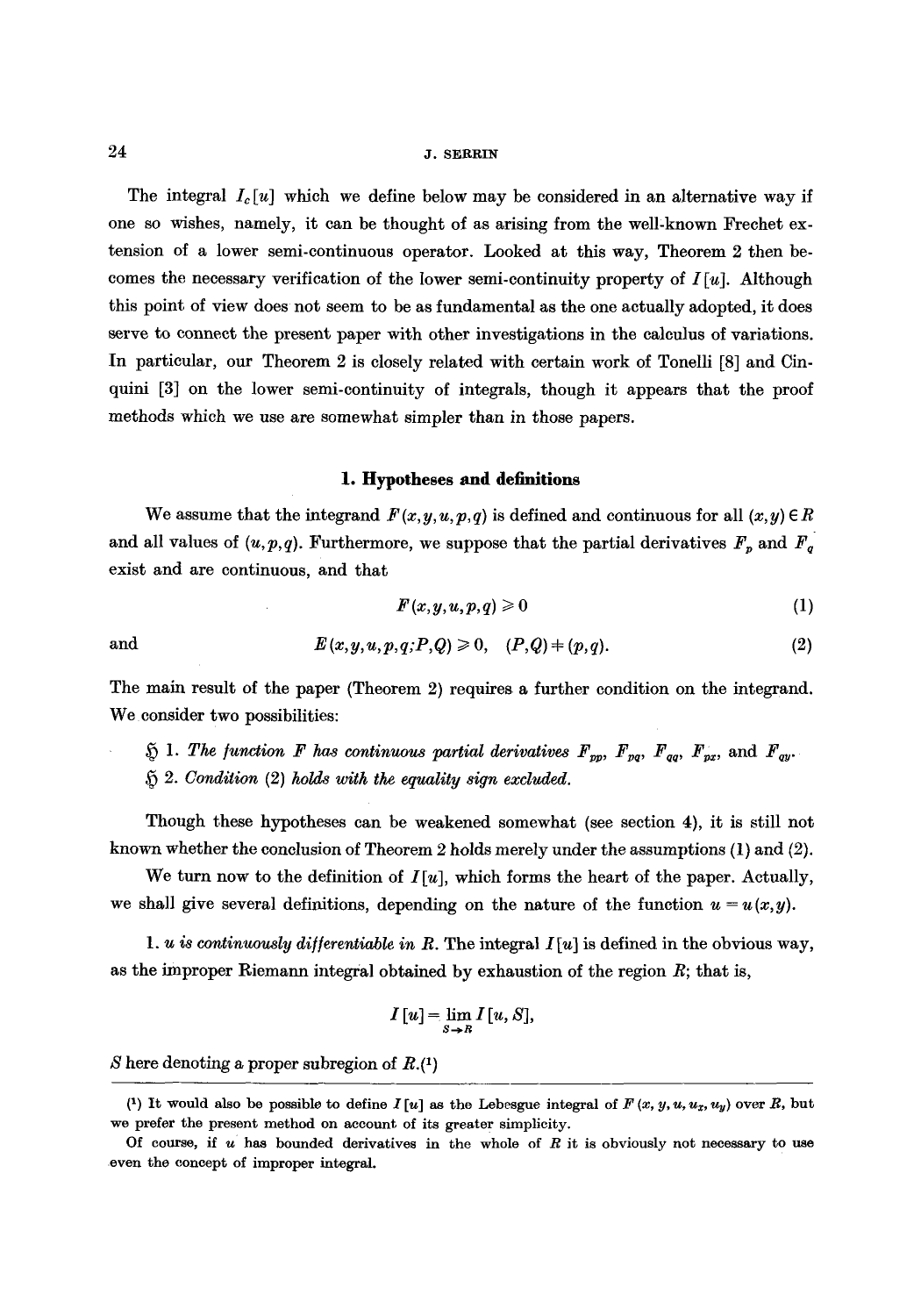The integral $I_c[u]$ which we define below may be considered in an alternative way if one so wishes, namely, it can be thought of as arising from the well-known Frechet extension of a lower semi-continuous operator. Looked at this way, Theorem 2 then becomes the necessary verification of the lower semi-continuity property of $I[u]$. Although this point of view does not seem to be as fundamental as the one actually adopted, it does serve to connect the present paper with other investigations in the calculus of variations. In particular, our Theorem 2 is closely related with certain work of Tonelli [8] and Cinquini [3] on the lower semi-continuity of integrals, though it appears that the proof methods which we use are somewhat simpler than in those papers.

## 1. Hypotheses and definitions

We assume that the integrand $F(x,y,u,p,q)$ is defined and continuous for all $(x,y) \in R$ and all values of $(u,p,q)$. Furthermore, we suppose that the partial derivatives $F_p$ and $F_q$ exist and are continuous, and that

$$F(x,y,u,p,q) \geqslant 0 \tag{1}$$

and

$$E(x,y,u,p,q;P,Q) \geqslant 0, \quad (P,Q) \neq (p,q). \tag{2}$$

The main result of the paper (Theorem 2) requires a further condition on the integrand. We consider two possibilities:

$\mathfrak{H}$ 1. *The function $F$ has continuous partial derivatives $F_{pp}$, $F_{pq}$, $F_{qq}$, $F_{px}$, and $F_{qy}$.*

$\mathfrak{H}$ 2. *Condition* (2) *holds with the equality sign excluded.*

Though these hypotheses can be weakened somewhat (see section 4), it is still not known whether the conclusion of Theorem 2 holds merely under the assumptions (1) and (2).

We turn now to the definition of $I[u]$, which forms the heart of the paper. Actually, we shall give several definitions, depending on the nature of the function $u = u(x,y)$.

1. *$u$ is continuously differentiable in $R$.* The integral $I[u]$ is defined in the obvious way, as the improper Riemann integral obtained by exhaustion of the region $R$; that is,

$$I[u] = \lim_{S \to R} I[u, S],$$

$S$ here denoting a proper subregion of $R$.(1)

---

(1) It would also be possible to define $I[u]$ as the Lebesgue integral of $F(x, y, u, u_x, u_y)$ over $R$, but we prefer the present method on account of its greater simplicity.

Of course, if $u$ has bounded derivatives in the whole of $R$ it is obviously not necessary to use even the concept of improper integral.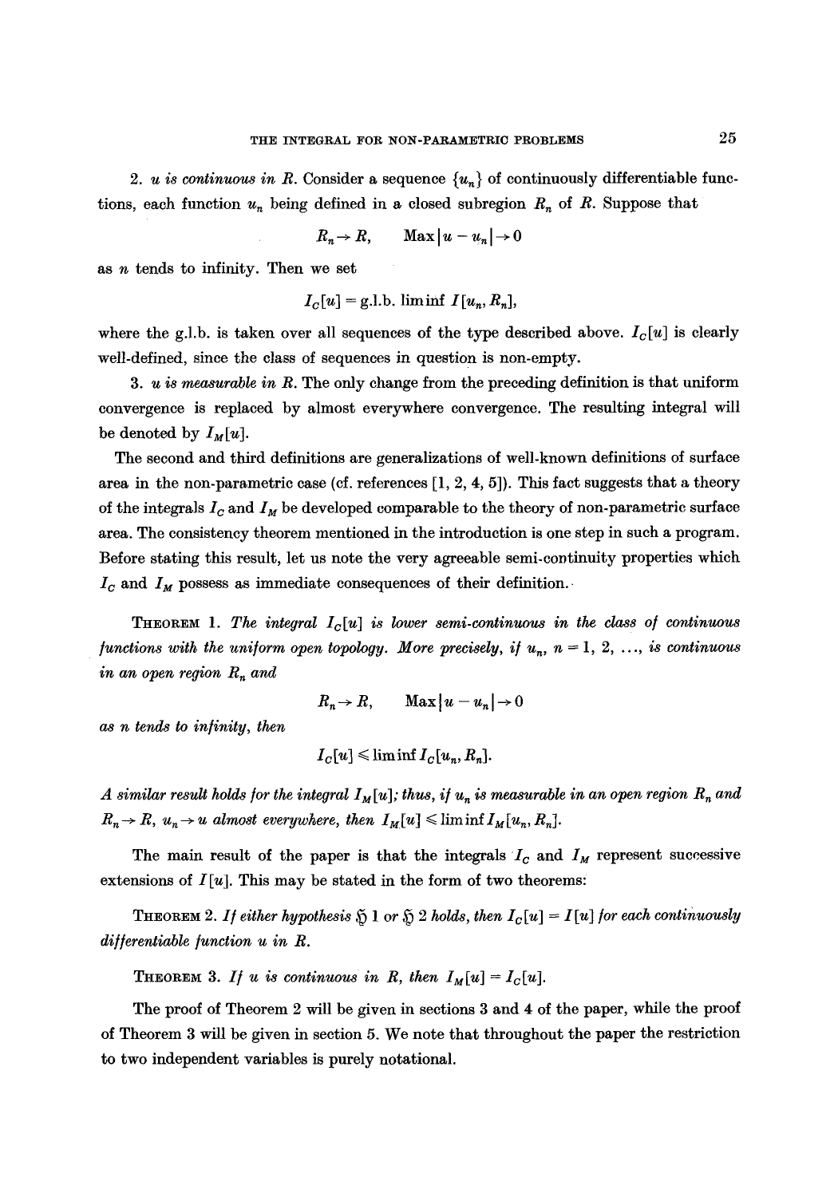2. *u is continuous in R.* Consider a sequence $\{u_n\}$ of continuously differentiable functions, each function $u_n$ being defined in a closed subregion $R_n$ of $R$. Suppose that

$$R_n \to R, \qquad \operatorname{Max} |u - u_n| \to 0$$

as $n$ tends to infinity. Then we set

$$I_C[u] = \text{g.l.b.} \liminf I[u_n, R_n],$$

where the g.l.b. is taken over all sequences of the type described above. $I_C[u]$ is clearly well-defined, since the class of sequences in question is non-empty.

3. *u is measurable in R.* The only change from the preceding definition is that uniform convergence is replaced by almost everywhere convergence. The resulting integral will be denoted by $I_M[u]$.

The second and third definitions are generalizations of well-known definitions of surface area in the non-parametric case (cf. references [1, 2, 4, 5]). This fact suggests that a theory of the integrals $I_C$ and $I_M$ be developed comparable to the theory of non-parametric surface area. The consistency theorem mentioned in the introduction is one step in such a program. Before stating this result, let us note the very agreeable semi-continuity properties which $I_C$ and $I_M$ possess as immediate consequences of their definition.

THEOREM 1. *The integral $I_C[u]$ is lower semi-continuous in the class of continuous functions with the uniform open topology. More precisely, if $u_n$, $n = 1, 2, \ldots$, is continuous in an open region $R_n$ and*

$$R_n \to R, \qquad \operatorname{Max} |u - u_n| \to 0$$

*as n tends to infinity, then*

$$I_C[u] \leqslant \liminf I_C[u_n, R_n].$$

*A similar result holds for the integral $I_M[u]$; thus, if $u_n$ is measurable in an open region $R_n$ and $R_n \to R$, $u_n \to u$ almost everywhere, then $I_M[u] \leqslant \liminf I_M[u_n, R_n]$.*

The main result of the paper is that the integrals $I_C$ and $I_M$ represent successive extensions of $I[u]$. This may be stated in the form of two theorems:

THEOREM 2. *If either hypothesis $\mathfrak{H}$ 1 or $\mathfrak{H}$ 2 holds, then $I_C[u] = I[u]$ for each continuously differentiable function u in R.*

THEOREM 3. *If u is continuous in R, then $I_M[u] = I_C[u]$.*

The proof of Theorem 2 will be given in sections 3 and 4 of the paper, while the proof of Theorem 3 will be given in section 5. We note that throughout the paper the restriction to two independent variables is purely notational.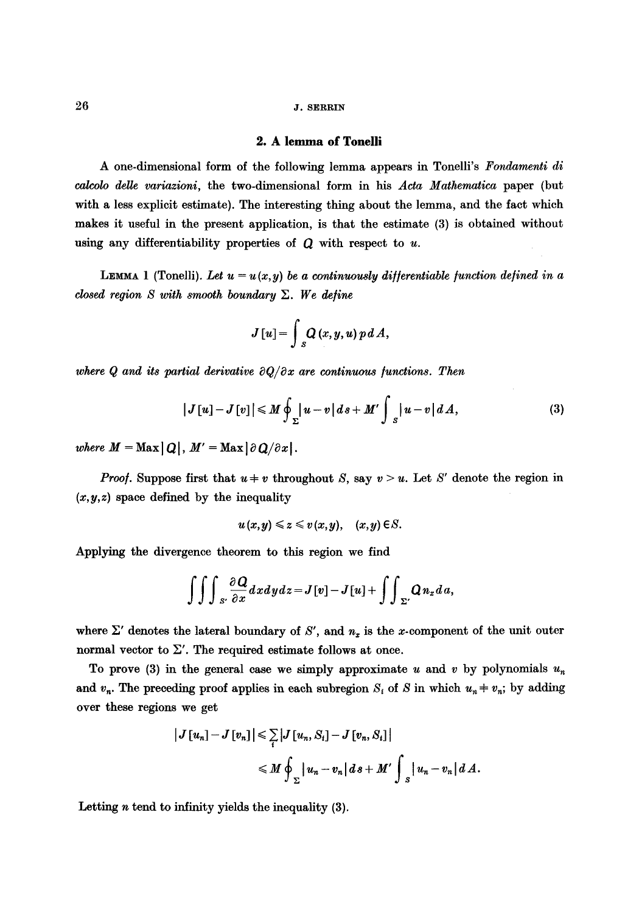## 2. A lemma of Tonelli

A one-dimensional form of the following lemma appears in Tonelli's *Fondamenti di calcolo delle variazioni*, the two-dimensional form in his *Acta Mathematica* paper (but with a less explicit estimate). The interesting thing about the lemma, and the fact which makes it useful in the present application, is that the estimate (3) is obtained without using any differentiability properties of $Q$ with respect to $u$.

LEMMA 1 (Tonelli). *Let $u = u(x,y)$ be a continuously differentiable function defined in a closed region $S$ with smooth boundary $\Sigma$. We define*

$$J[u] = \int_S Q(x, y, u)\, p\, dA,$$

*where $Q$ and its partial derivative $\partial Q/\partial x$ are continuous functions. Then*

$$|J[u] - J[v]| \leqslant M \oint_\Sigma |u - v|\, ds + M' \int_S |u - v|\, dA, \tag{3}$$

*where $M = \operatorname{Max}|Q|$, $M' = \operatorname{Max}|\partial Q/\partial x|$.*

*Proof.* Suppose first that $u \neq v$ throughout $S$, say $v > u$. Let $S'$ denote the region in $(x,y,z)$ space defined by the inequality

$$u(x,y) \leqslant z \leqslant v(x,y), \quad (x,y) \in S.$$

Applying the divergence theorem to this region we find

$$\iiint_{S'} \frac{\partial Q}{\partial x}\, dx\, dy\, dz = J[v] - J[u] + \iint_{\Sigma'} Q n_x\, da,$$

where $\Sigma'$ denotes the lateral boundary of $S'$, and $n_x$ is the $x$-component of the unit outer normal vector to $\Sigma'$. The required estimate follows at once.

To prove (3) in the general case we simply approximate $u$ and $v$ by polynomials $u_n$ and $v_n$. The preceding proof applies in each subregion $S_i$ of $S$ in which $u_n \neq v_n$; by adding over these regions we get

$$\begin{aligned} |J[u_n] - J[v_n]| &\leqslant \sum_i |J[u_n, S_i] - J[v_n, S_i]| \\ &\leqslant M \oint_\Sigma |u_n - v_n|\, ds + M' \int_S |u_n - v_n|\, dA. \end{aligned}$$

Letting $n$ tend to infinity yields the inequality (3).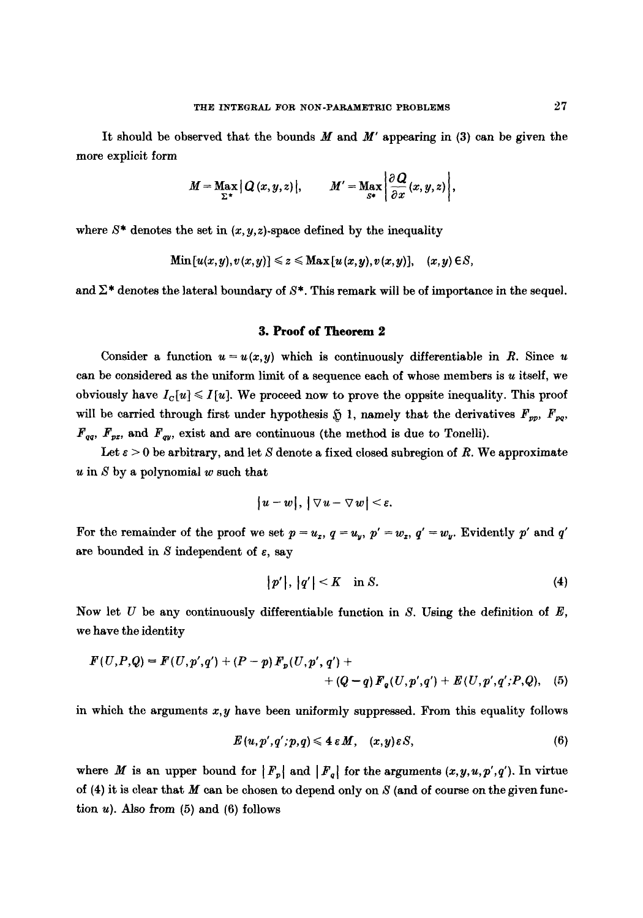It should be observed that the bounds $M$ and $M'$ appearing in (3) can be given the more explicit form

$$M = \underset{\Sigma^*}{\text{Max}} |Q(x,y,z)|, \qquad M' = \underset{S^*}{\text{Max}} \left| \frac{\partial Q}{\partial x}(x,y,z) \right|,$$

where $S^*$ denotes the set in $(x,y,z)$-space defined by the inequality

$$\text{Min}[u(x,y), v(x,y)] \leq z \leq \text{Max}[u(x,y), v(x,y)], \quad (x,y) \in S,$$

and $\Sigma^*$ denotes the lateral boundary of $S^*$. This remark will be of importance in the sequel.

## 3. Proof of Theorem 2

Consider a function $u = u(x,y)$ which is continuously differentiable in $R$. Since $u$ can be considered as the uniform limit of a sequence each of whose members is $u$ itself, we obviously have $I_C[u] \leq I[u]$. We proceed now to prove the oppsite inequality. This proof will be carried through first under hypothesis $\mathfrak{H}$ 1, namely that the derivatives $F_{pp}$, $F_{pq}$, $F_{qq}$, $F_{pz}$, and $F_{qy}$, exist and are continuous (the method is due to Tonelli).

Let $\varepsilon > 0$ be arbitrary, and let $S$ denote a fixed closed subregion of $R$. We approximate $u$ in $S$ by a polynomial $w$ such that

$$|u - w|, \; |\nabla u - \nabla w| < \varepsilon.$$

For the remainder of the proof we set $p = u_x$, $q = u_y$, $p' = w_x$, $q' = w_y$. Evidently $p'$ and $q'$ are bounded in $S$ independent of $\varepsilon$, say

$$|p'|, \; |q'| < K \quad \text{in } S. \tag{4}$$

Now let $U$ be any continuously differentiable function in $S$. Using the definition of $E$, we have the identity

$$F(U,P,Q) = F(U,p',q') + (P - p) F_p(U,p',q') + \\ + (Q - q) F_q(U,p',q') + E(U,p',q';P,Q), \tag{5}$$

in which the arguments $x,y$ have been uniformly suppressed. From this equality follows

$$E(u,p',q';p,q) \leq 4\varepsilon M, \quad (x,y) \varepsilon S, \tag{6}$$

where $M$ is an upper bound for $|F_p|$ and $|F_q|$ for the arguments $(x,y,u,p',q')$. In virtue of (4) it is clear that $M$ can be chosen to depend only on $S$ (and of course on the given function $u$). Also from (5) and (6) follows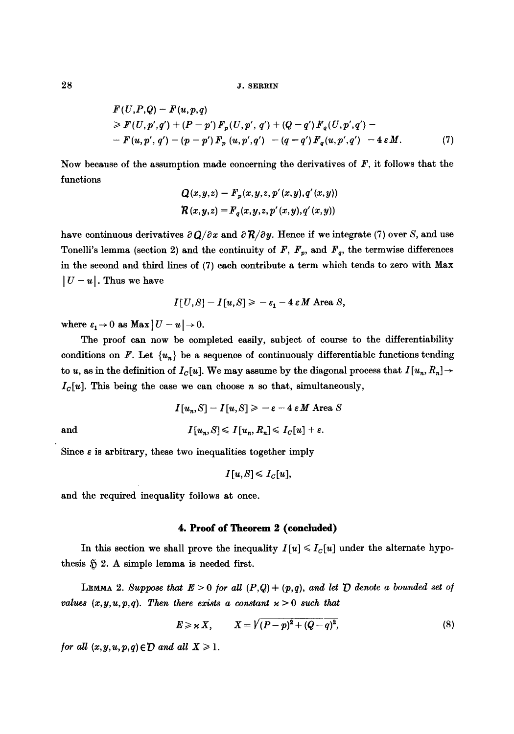$$
\begin{aligned}
&F(U,P,Q) - F(u,p,q) \\
&\geqslant F(U,p',q') + (P-p')F_p(U,p',q') + (Q-q')F_q(U,p',q') - \\
&- F(u,p',q') - (p-p')F_p(u,p',q') - (q-q')F_q(u,p',q') - 4\varepsilon M. \qquad (7)
\end{aligned}
$$

Now because of the assumption made concerning the derivatives of $F$, it follows that the functions

$$
\mathcal{Q}(x,y,z) = F_p(x,y,z,p'(x,y),q'(x,y))
$$
$$
\mathcal{R}(x,y,z) = F_q(x,y,z,p'(x,y),q'(x,y))
$$

have continuous derivatives $\partial \mathcal{Q}/\partial x$ and $\partial \mathcal{R}/\partial y$. Hence if we integrate (7) over $S$, and use Tonelli's lemma (section 2) and the continuity of $F$, $F_p$, and $F_q$, the termwise differences in the second and third lines of (7) each contribute a term which tends to zero with Max $|U-u|$. Thus we have

$$
I[U,S] - I[u,S] \geqslant -\varepsilon_1 - 4\varepsilon M \text{ Area } S,
$$

where $\varepsilon_1 \to 0$ as $\operatorname{Max}|U-u| \to 0$.

The proof can now be completed easily, subject of course to the differentiability conditions on $F$. Let $\{u_n\}$ be a sequence of continuously differentiable functions tending to $u$, as in the definition of $I_C[u]$. We may assume by the diagonal process that $I[u_n, R_n] \to I_C[u]$. This being the case we can choose $n$ so that, simultaneously,

$$
I[u_n,S] - I[u,S] \geqslant -\varepsilon - 4\varepsilon M \text{ Area } S
$$

and

$$
I[u_n,S] \leqslant I[u_n,R_n] \leqslant I_C[u] + \varepsilon.
$$

Since $\varepsilon$ is arbitrary, these two inequalities together imply

$$
I[u,S] \leqslant I_C[u],
$$

and the required inequality follows at once.

## 4. Proof of Theorem 2 (concluded)

In this section we shall prove the inequality $I[u] \leqslant I_C[u]$ under the alternate hypothesis $\mathfrak{H}$ 2. A simple lemma is needed first.

LEMMA 2. *Suppose that $E > 0$ for all $(P,Q) \neq (p,q)$, and let $\mathcal{D}$ denote a bounded set of values $(x,y,u,p,q)$. Then there exists a constant $\varkappa > 0$ such that*

$$
E \geqslant \varkappa X, \qquad X = \sqrt{(P-p)^2 + (Q-q)^2}, \qquad (8)
$$

*for all $(x,y,u,p,q) \in \mathcal{D}$ and all $X \geqslant 1$.*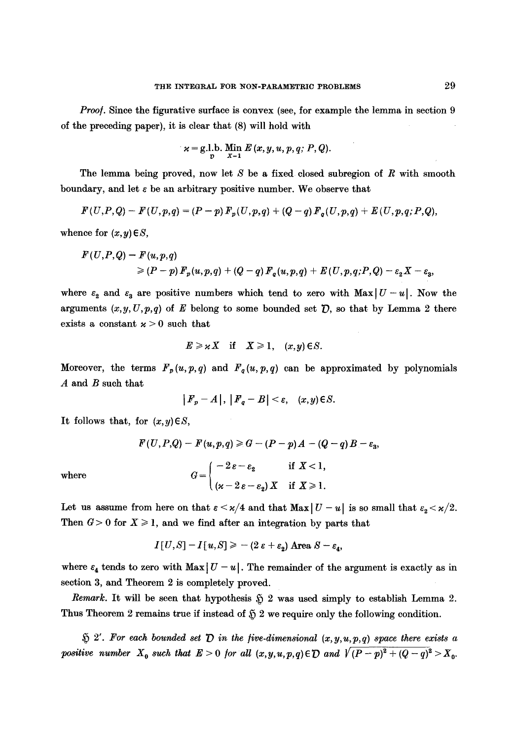*Proof.* Since the figurative surface is convex (see, for example the lemma in section 9 of the preceding paper), it is clear that (8) will hold with

$$\varkappa = \underset{\mathcal{D}}{\text{g.l.b.}} \ \underset{X=1}{\text{Min}} \ E(x,y,u,p,q;\ P,Q).$$

The lemma being proved, now let $S$ be a fixed closed subregion of $R$ with smooth boundary, and let $\varepsilon$ be an arbitrary positive number. We observe that

$$F(U,P,Q) - F(U,p,q) = (P-p)\,F_p(U,p,q) + (Q-q)\,F_q(U,p,q) + E(U,p,q;P,Q),$$

whence for $(x,y) \in S$,

$$F(U,P,Q) - F(u,p,q) \geqslant (P-p)\,F_p(u,p,q) + (Q-q)\,F_q(u,p,q) + E(U,p,q;P,Q) - \varepsilon_2 X - \varepsilon_3,$$

where $\varepsilon_2$ and $\varepsilon_3$ are positive numbers which tend to zero with $\text{Max}\,|U-u|$. Now the arguments $(x,y,U,p,q)$ of $E$ belong to some bounded set $\mathcal{D}$, so that by Lemma 2 there exists a constant $\varkappa > 0$ such that

$$E \geqslant \varkappa X \quad \text{if} \quad X \geqslant 1, \quad (x,y) \in S.$$

Moreover, the terms $F_p(u,p,q)$ and $F_q(u,p,q)$ can be approximated by polynomials $A$ and $B$ such that

$$|F_p - A|, \ |F_q - B| < \varepsilon, \quad (x,y) \in S.$$

It follows that, for $(x,y) \in S$,

$$F(U,P,Q) - F(u,p,q) \geqslant G - (P-p)A - (Q-q)B - \varepsilon_3,$$

where

$$G = \begin{cases} -2\varepsilon - \varepsilon_2 & \text{if } X < 1, \\ (\varkappa - 2\varepsilon - \varepsilon_2)X & \text{if } X \geqslant 1. \end{cases}$$

Let us assume from here on that $\varepsilon < \varkappa/4$ and that $\text{Max}\,|U-u|$ is so small that $\varepsilon_2 < \varkappa/2$. Then $G > 0$ for $X \geqslant 1$, and we find after an integration by parts that

$$I[U,S] - I[u,S] \geqslant -(2\varepsilon + \varepsilon_2)\,\text{Area}\,S - \varepsilon_4,$$

where $\varepsilon_4$ tends to zero with $\text{Max}\,|U-u|$. The remainder of the argument is exactly as in section 3, and Theorem 2 is completely proved.

*Remark.* It will be seen that hypothesis $\mathfrak{H}$ 2 was used simply to establish Lemma 2. Thus Theorem 2 remains true if instead of $\mathfrak{H}$ 2 we require only the following condition.

$\mathfrak{H}$ 2′. *For each bounded set $\mathcal{D}$ in the five-dimensional $(x,y,u,p,q)$ space there exists a positive number $X_0$ such that $E > 0$ for all $(x,y,u,p,q) \in \mathcal{D}$ and $\sqrt{(P-p)^2 + (Q-q)^2} > X_0$.*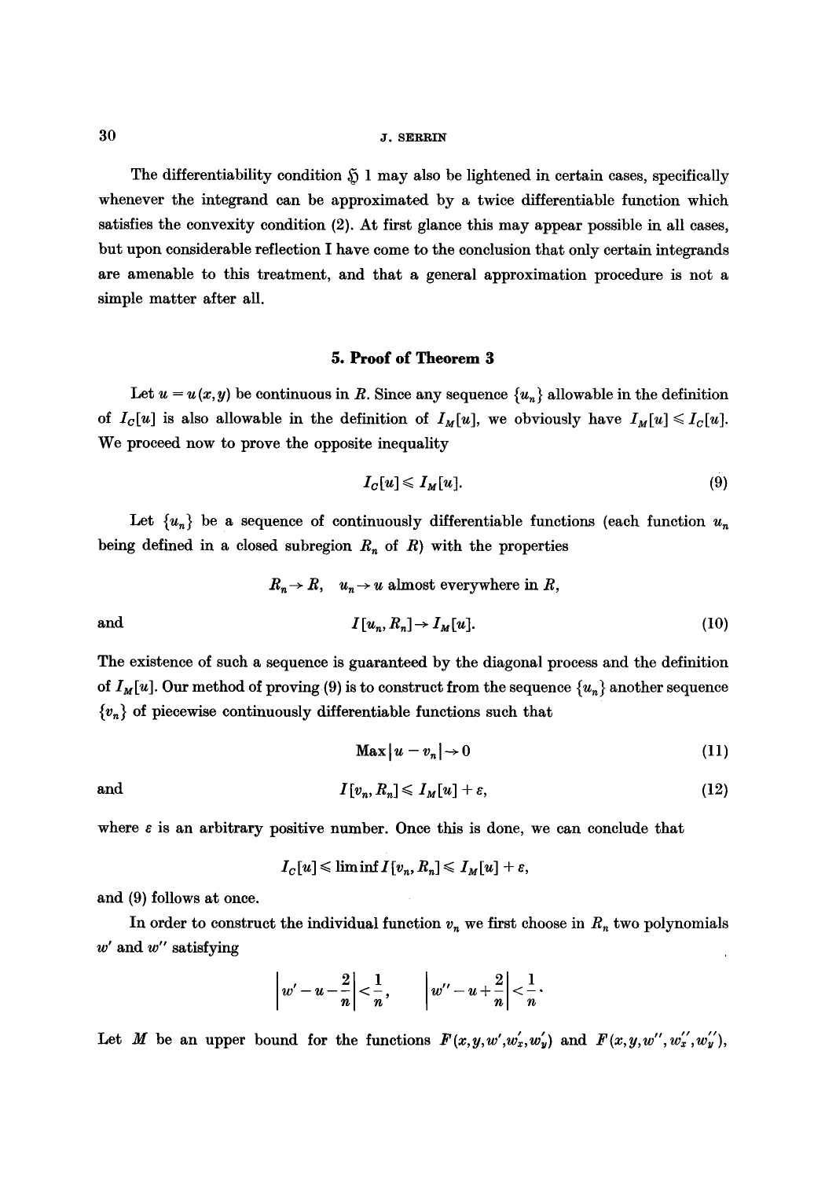The differentiability condition $\mathfrak{H}$ 1 may also be lightened in certain cases, specifically whenever the integrand can be approximated by a twice differentiable function which satisfies the convexity condition (2). At first glance this may appear possible in all cases, but upon considerable reflection I have come to the conclusion that only certain integrands are amenable to this treatment, and that a general approximation procedure is not a simple matter after all.

## 5. Proof of Theorem 3

Let $u = u(x,y)$ be continuous in $R$. Since any sequence $\{u_n\}$ allowable in the definition of $I_C[u]$ is also allowable in the definition of $I_M[u]$, we obviously have $I_M[u] \leqslant I_C[u]$. We proceed now to prove the opposite inequality

$$I_C[u] \leqslant I_M[u]. \tag{9}$$

Let $\{u_n\}$ be a sequence of continuously differentiable functions (each function $u_n$ being defined in a closed subregion $R_n$ of $R$) with the properties

$$R_n \to R, \quad u_n \to u \text{ almost everywhere in } R,$$

and

$$I[u_n, R_n] \to I_M[u]. \tag{10}$$

The existence of such a sequence is guaranteed by the diagonal process and the definition of $I_M[u]$. Our method of proving (9) is to construct from the sequence $\{u_n\}$ another sequence $\{v_n\}$ of piecewise continuously differentiable functions such that

$$\operatorname{Max}|u - v_n| \to 0 \tag{11}$$

and

$$I[v_n, R_n] \leqslant I_M[u] + \varepsilon, \tag{12}$$

where $\varepsilon$ is an arbitrary positive number. Once this is done, we can conclude that

$$I_C[u] \leqslant \liminf I[v_n, R_n] \leqslant I_M[u] + \varepsilon,$$

and (9) follows at once.

In order to construct the individual function $v_n$ we first choose in $R_n$ two polynomials $w'$ and $w''$ satisfying

$$\left| w' - u - \frac{2}{n} \right| < \frac{1}{n}, \qquad \left| w'' - u + \frac{2}{n} \right| < \frac{1}{n}.$$

Let $M$ be an upper bound for the functions $F(x,y,w',w'_x,w'_y)$ and $F(x,y,w'',w''_x,w''_y)$,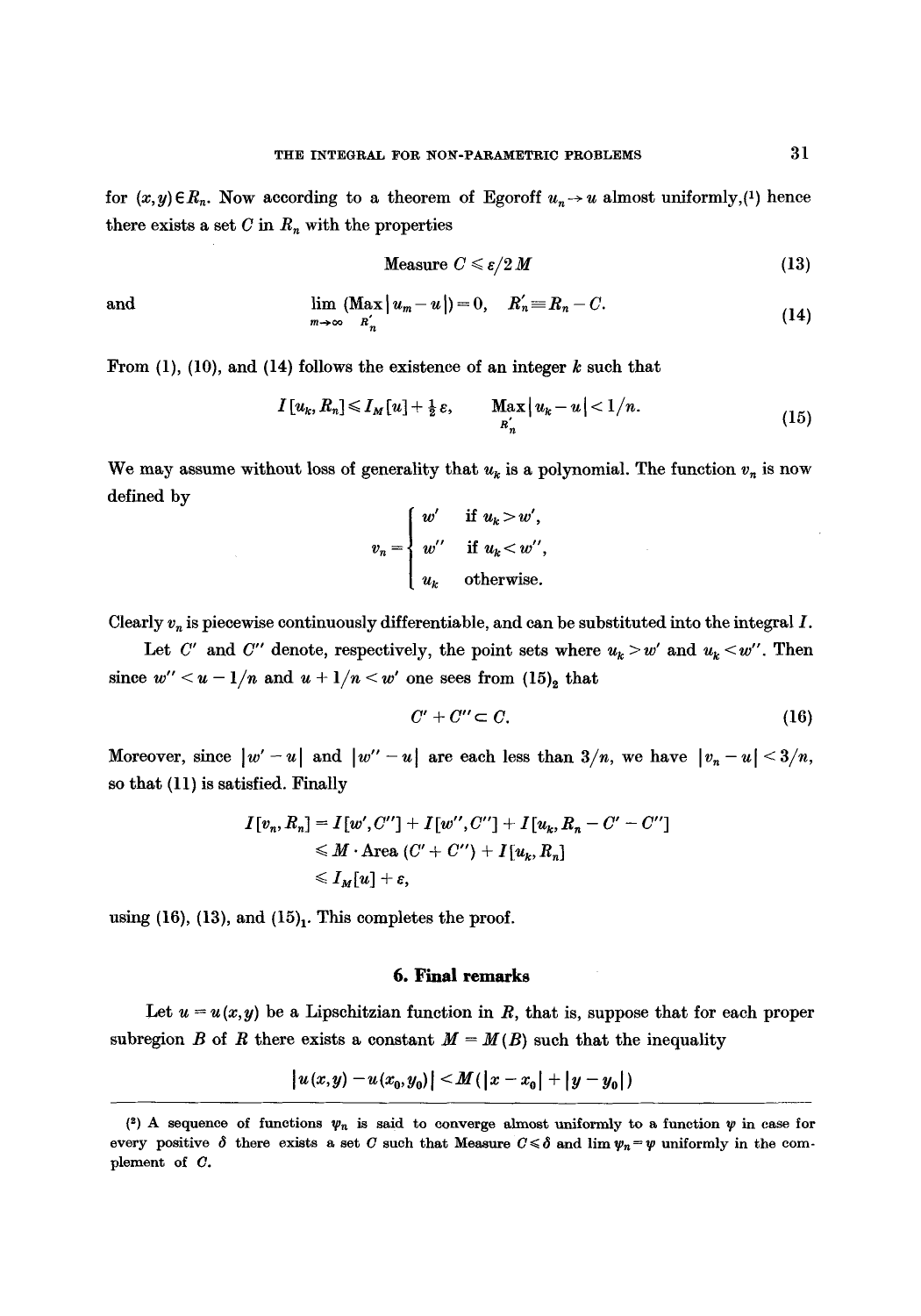for $(x,y) \in R_n$. Now according to a theorem of Egoroff $u_n \to u$ almost uniformly,[1] hence there exists a set $C$ in $R_n$ with the properties

$$\text{Measure } C \leqslant \varepsilon/2M \tag{13}$$

and

$$\lim_{m\to\infty} (\operatorname*{Max}_{R_n'} |u_m - u|) = 0, \quad R_n' \equiv R_n - C. \tag{14}$$

From (1), (10), and (14) follows the existence of an integer $k$ such that

$$I[u_k, R_n] \leqslant I_M[u] + \tfrac{1}{2}\varepsilon, \qquad \operatorname*{Max}_{R_n'} |u_k - u| < 1/n. \tag{15}$$

We may assume without loss of generality that $u_k$ is a polynomial. The function $v_n$ is now defined by

$$v_n = \begin{cases} w' & \text{if } u_k > w', \\ w'' & \text{if } u_k < w'', \\ u_k & \text{otherwise.} \end{cases}$$

Clearly $v_n$ is piecewise continuously differentiable, and can be substituted into the integral $I$.

Let $C'$ and $C''$ denote, respectively, the point sets where $u_k > w'$ and $u_k < w''$. Then since $w'' < u - 1/n$ and $u + 1/n < w'$ one sees from $(15)_2$ that

$$C' + C'' \subset C. \tag{16}$$

Moreover, since $|w' - u|$ and $|w'' - u|$ are each less than $3/n$, we have $|v_n - u| < 3/n$, so that (11) is satisfied. Finally

$$\begin{aligned} I[v_n, R_n] &= I[w', C''] + I[w'', C''] + I[u_k, R_n - C' - C''] \\ &\leqslant M \cdot \text{Area}\,(C' + C'') + I[u_k, R_n] \\ &\leqslant I_M[u] + \varepsilon, \end{aligned}$$

using (16), (13), and $(15)_1$. This completes the proof.

## 6. Final remarks

Let $u = u(x,y)$ be a Lipschitzian function in $R$, that is, suppose that for each proper subregion $B$ of $R$ there exists a constant $M = M(B)$ such that the inequality

$$|u(x,y) - u(x_0, y_0)| < M(|x - x_0| + |y - y_0|)$$

---

[1] A sequence of functions $\psi_n$ is said to converge almost uniformly to a function $\psi$ in case for every positive $\delta$ there exists a set $C$ such that Measure $C \leqslant \delta$ and $\lim \psi_n = \psi$ uniformly in the complement of $C$.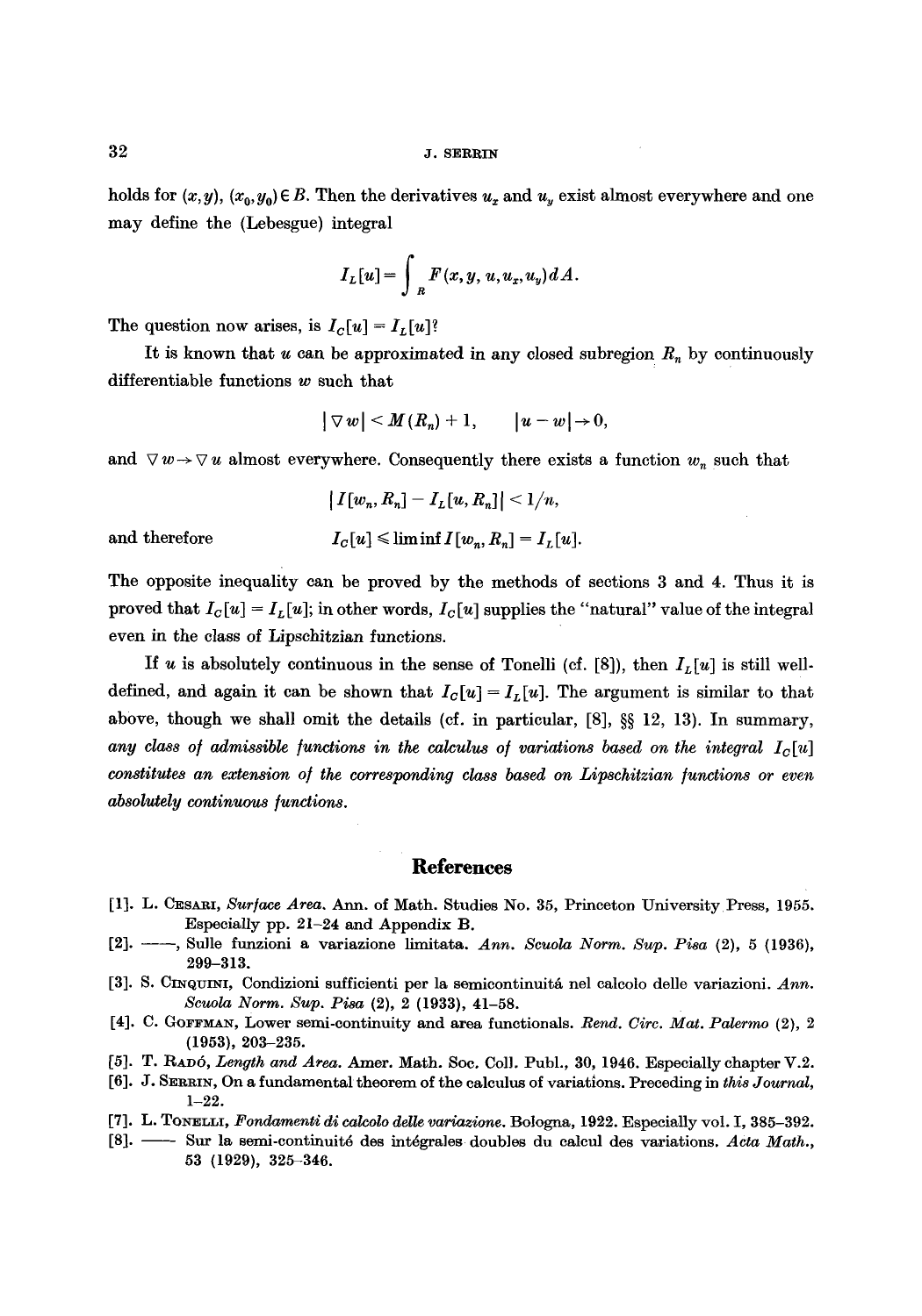holds for $(x, y)$, $(x_0, y_0) \in B$. Then the derivatives $u_x$ and $u_y$ exist almost everywhere and one may define the (Lebesgue) integral

$$I_L[u] = \int_R F(x, y, u, u_x, u_y)\, dA.$$

The question now arises, is $I_C[u] = I_L[u]$?

It is known that $u$ can be approximated in any closed subregion $R_n$ by continuously differentiable functions $w$ such that

$$|\nabla w| < M(R_n) + 1, \qquad |u - w| \to 0,$$

and $\nabla w \to \nabla u$ almost everywhere. Consequently there exists a function $w_n$ such that

$$|I[w_n, R_n] - I_L[u, R_n]| < 1/n,$$

and therefore

$$I_C[u] \leqslant \liminf I[w_n, R_n] = I_L[u].$$

The opposite inequality can be proved by the methods of sections 3 and 4. Thus it is proved that $I_C[u] = I_L[u]$; in other words, $I_C[u]$ supplies the "natural" value of the integral even in the class of Lipschitzian functions.

If $u$ is absolutely continuous in the sense of Tonelli (cf. [8]), then $I_L[u]$ is still well-defined, and again it can be shown that $I_C[u] = I_L[u]$. The argument is similar to that above, though we shall omit the details (cf. in particular, [8], §§ 12, 13). In summary, *any class of admissible functions in the calculus of variations based on the integral $I_C[u]$ constitutes an extension of the corresponding class based on Lipschitzian functions or even absolutely continuous functions.*

## References

[1]. L. Cesari, *Surface Area.* Ann. of Math. Studies No. 35, Princeton University Press, 1955. Especially pp. 21–24 and Appendix B.

[2]. ——, Sulle funzioni a variazione limitata. *Ann. Scuola Norm. Sup. Pisa* (2), 5 (1936), 299–313.

[3]. S. Cinquini, Condizioni sufficienti per la semicontinuitá nel calcolo delle variazioni. *Ann. Scuola Norm. Sup. Pisa* (2), 2 (1933), 41–58.

[4]. C. Goffman, Lower semi-continuity and area functionals. *Rend. Circ. Mat. Palermo* (2), 2 (1953), 203–235.

[5]. T. Radó, *Length and Area.* Amer. Math. Soc. Coll. Publ., 30, 1946. Especially chapter V.2.

[6]. J. Serrin, On a fundamental theorem of the calculus of variations. Preceding in *this Journal*, 1–22.

[7]. L. Tonelli, *Fondamenti di calcolo delle variazione.* Bologna, 1922. Especially vol. I, 385–392.

[8]. —— Sur la semi-continuité des intégrales doubles du calcul des variations. *Acta Math.*, 53 (1929), 325–346.